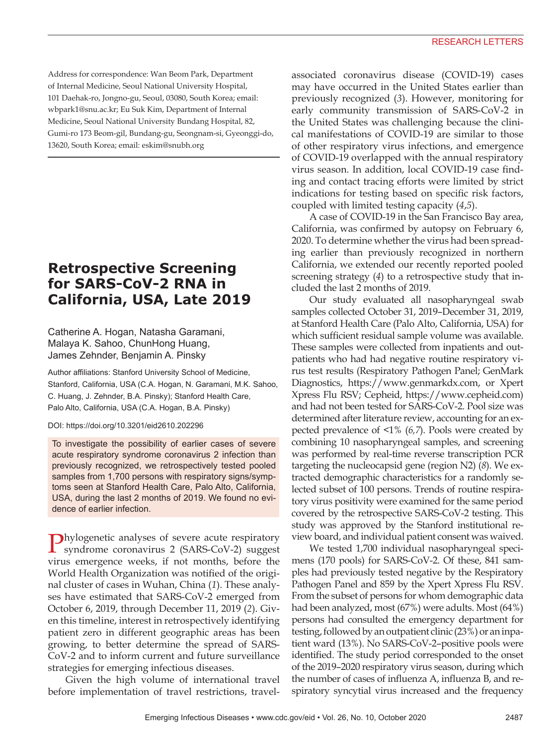Address for correspondence: Wan Beom Park, Department of Internal Medicine, Seoul National University Hospital, 101 Daehak-ro, Jongno-gu, Seoul, 03080, South Korea; email: wbpark1@snu.ac.kr; Eu Suk Kim, Department of Internal Medicine, Seoul National University Bundang Hospital, 82, Gumi-ro 173 Beom-gil, Bundang-gu, Seongnam-si, Gyeonggi-do, 13620, South Korea; email: eskim@snubh.org

# Retrospective Screening for SARS-CoV-2 RNA in California, USA, Late 2019

Catherine A. Hogan, Natasha Garamani, Malaya K. Sahoo, ChunHong Huang, James Zehnder, Benjamin A. Pinsky

Author affiliations: Stanford University School of Medicine, Stanford, California, USA (C.A. Hogan, N. Garamani, M.K. Sahoo, C. Huang, J. Zehnder, B.A. Pinsky); Stanford Health Care, Palo Alto, California, USA (C.A. Hogan, B.A. Pinsky)

DOI: https://doi.org/10.3201/eid2610.202296

To investigate the possibility of earlier cases of severe acute respiratory syndrome coronavirus 2 infection than previously recognized, we retrospectively tested pooled samples from 1,700 persons with respiratory signs/symptoms seen at Stanford Health Care, Palo Alto, California, USA, during the last 2 months of 2019. We found no evidence of earlier infection.

Phylogenetic analyses of severe acute respiratory syndrome coronavirus 2 (SARS-CoV-2) suggest virus emergence weeks, if not months, before the World Health Organization was notified of the original cluster of cases in Wuhan, China (*1*). These analyses have estimated that SARS-CoV-2 emerged from October 6, 2019, through December 11, 2019 (*2*). Given this timeline, interest in retrospectively identifying patient zero in different geographic areas has been growing, to better determine the spread of SARS-CoV-2 and to inform current and future surveillance strategies for emerging infectious diseases.

Given the high volume of international travel before implementation of travel restrictions, travel-associated coronavirus disease (COVID-19) cases may have occurred in the United States earlier than previously recognized (*3*). However, monitoring for early community transmission of SARS-CoV-2 in the United States was challenging because the clinical manifestations of COVID-19 are similar to those of other respiratory virus infections, and emergence of COVID-19 overlapped with the annual respiratory virus season. In addition, local COVID-19 case finding and contact tracing efforts were limited by strict indications for testing based on specific risk factors, coupled with limited testing capacity (*4*,*5*).

A case of COVID-19 in the San Francisco Bay area, California, was confirmed by autopsy on February 6, 2020. To determine whether the virus had been spreading earlier than previously recognized in northern California, we extended our recently reported pooled screening strategy (*4*) to a retrospective study that included the last 2 months of 2019.

Our study evaluated all nasopharyngeal swab samples collected October 31, 2019–December 31, 2019, at Stanford Health Care (Palo Alto, California, USA) for which sufficient residual sample volume was available. These samples were collected from inpatients and outpatients who had had negative routine respiratory virus test results (Respiratory Pathogen Panel; GenMark Diagnostics, https://www.genmarkdx.com, or Xpert Xpress Flu RSV; Cepheid, https://www.cepheid.com) and had not been tested for SARS-CoV-2. Pool size was determined after literature review, accounting for an expected prevalence of <1% (*6*,*7*). Pools were created by combining 10 nasopharyngeal samples, and screening was performed by real-time reverse transcription PCR targeting the nucleocapsid gene (region N2) (*8*). We extracted demographic characteristics for a randomly selected subset of 100 persons. Trends of routine respiratory virus positivity were examined for the same period covered by the retrospective SARS-CoV-2 testing. This study was approved by the Stanford institutional review board, and individual patient consent was waived.

We tested 1,700 individual nasopharyngeal specimens (170 pools) for SARS-CoV-2. Of these, 841 samples had previously tested negative by the Respiratory Pathogen Panel and 859 by the Xpert Xpress Flu RSV. From the subset of persons for whom demographic data had been analyzed, most (67%) were adults. Most (64%) persons had consulted the emergency department for testing, followed by an outpatient clinic (23%) or an inpatient ward (13%). No SARS-CoV-2–positive pools were identified. The study period corresponded to the onset of the 2019–2020 respiratory virus season, during which the number of cases of influenza A, influenza B, and respiratory syncytial virus increased and the frequency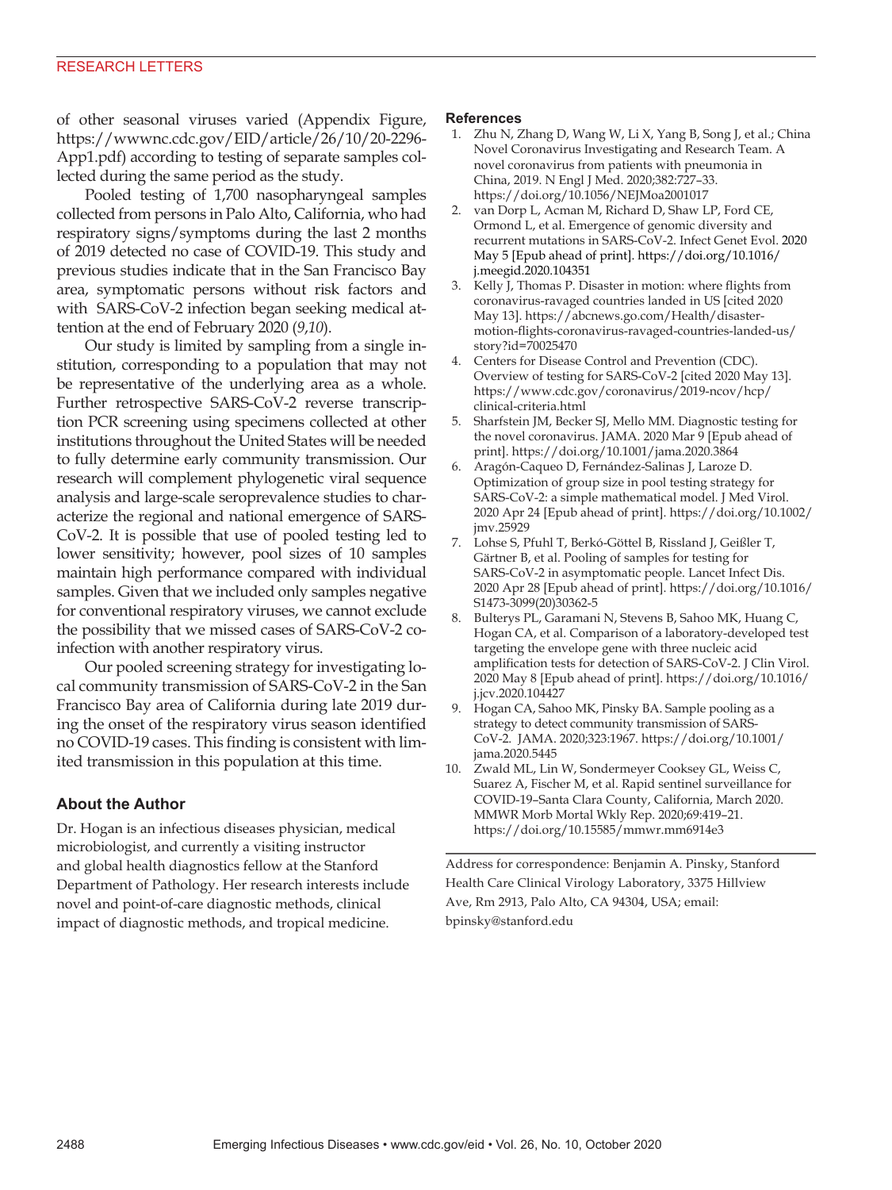of other seasonal viruses varied (Appendix Figure, https://wwwnc.cdc.gov/EID/article/26/10/20-2296-App1.pdf) according to testing of separate samples collected during the same period as the study.

Pooled testing of 1,700 nasopharyngeal samples collected from persons in Palo Alto, California, who had respiratory signs/symptoms during the last 2 months of 2019 detected no case of COVID-19. This study and previous studies indicate that in the San Francisco Bay area, symptomatic persons without risk factors and with SARS-CoV-2 infection began seeking medical attention at the end of February 2020 (*9*,*10*).

Our study is limited by sampling from a single institution, corresponding to a population that may not be representative of the underlying area as a whole. Further retrospective SARS-CoV-2 reverse transcription PCR screening using specimens collected at other institutions throughout the United States will be needed to fully determine early community transmission. Our research will complement phylogenetic viral sequence analysis and large-scale seroprevalence studies to characterize the regional and national emergence of SARS-CoV-2. It is possible that use of pooled testing led to lower sensitivity; however, pool sizes of 10 samples maintain high performance compared with individual samples. Given that we included only samples negative for conventional respiratory viruses, we cannot exclude the possibility that we missed cases of SARS-CoV-2 coinfection with another respiratory virus.

Our pooled screening strategy for investigating local community transmission of SARS-CoV-2 in the San Francisco Bay area of California during late 2019 during the onset of the respiratory virus season identified no COVID-19 cases. This finding is consistent with limited transmission in this population at this time.

## About the Author

Dr. Hogan is an infectious diseases physician, medical microbiologist, and currently a visiting instructor and global health diagnostics fellow at the Stanford Department of Pathology. Her research interests include novel and point-of-care diagnostic methods, clinical impact of diagnostic methods, and tropical medicine.

## References

1. Zhu N, Zhang D, Wang W, Li X, Yang B, Song J, et al.; China Novel Coronavirus Investigating and Research Team. A novel coronavirus from patients with pneumonia in China, 2019. N Engl J Med. 2020;382:727–33. https://doi.org/10.1056/NEJMoa2001017
2. van Dorp L, Acman M, Richard D, Shaw LP, Ford CE, Ormond L, et al. Emergence of genomic diversity and recurrent mutations in SARS-CoV-2. Infect Genet Evol. 2020 May 5 [Epub ahead of print]. https://doi.org/10.1016/j.meegid.2020.104351
3. Kelly J, Thomas P. Disaster in motion: where flights from coronavirus-ravaged countries landed in US [cited 2020 May 13]. https://abcnews.go.com/Health/disaster-motion-flights-coronavirus-ravaged-countries-landed-us/story?id=70025470
4. Centers for Disease Control and Prevention (CDC). Overview of testing for SARS-CoV-2 [cited 2020 May 13]. https://www.cdc.gov/coronavirus/2019-ncov/hcp/clinical-criteria.html
5. Sharfstein JM, Becker SJ, Mello MM. Diagnostic testing for the novel coronavirus. JAMA. 2020 Mar 9 [Epub ahead of print]. https://doi.org/10.1001/jama.2020.3864
6. Aragón-Caqueo D, Fernández-Salinas J, Laroze D. Optimization of group size in pool testing strategy for SARS-CoV-2: a simple mathematical model. J Med Virol. 2020 Apr 24 [Epub ahead of print]. https://doi.org/10.1002/jmv.25929
7. Lohse S, Pfuhl T, Berkó-Göttel B, Rissland J, Geißler T, Gärtner B, et al. Pooling of samples for testing for SARS-CoV-2 in asymptomatic people. Lancet Infect Dis. 2020 Apr 28 [Epub ahead of print]. https://doi.org/10.1016/S1473-3099(20)30362-5
8. Bulterys PL, Garamani N, Stevens B, Sahoo MK, Huang C, Hogan CA, et al. Comparison of a laboratory-developed test targeting the envelope gene with three nucleic acid amplification tests for detection of SARS-CoV-2. J Clin Virol. 2020 May 8 [Epub ahead of print]. https://doi.org/10.1016/j.jcv.2020.104427
9. Hogan CA, Sahoo MK, Pinsky BA. Sample pooling as a strategy to detect community transmission of SARS-CoV-2. JAMA. 2020;323:1967. https://doi.org/10.1001/jama.2020.5445
10. Zwald ML, Lin W, Sondermeyer Cooksey GL, Weiss C, Suarez A, Fischer M, et al. Rapid sentinel surveillance for COVID-19–Santa Clara County, California, March 2020. MMWR Morb Mortal Wkly Rep. 2020;69:419–21. https://doi.org/10.15585/mmwr.mm6914e3

Address for correspondence: Benjamin A. Pinsky, Stanford Health Care Clinical Virology Laboratory, 3375 Hillview Ave, Rm 2913, Palo Alto, CA 94304, USA; email: bpinsky@stanford.edu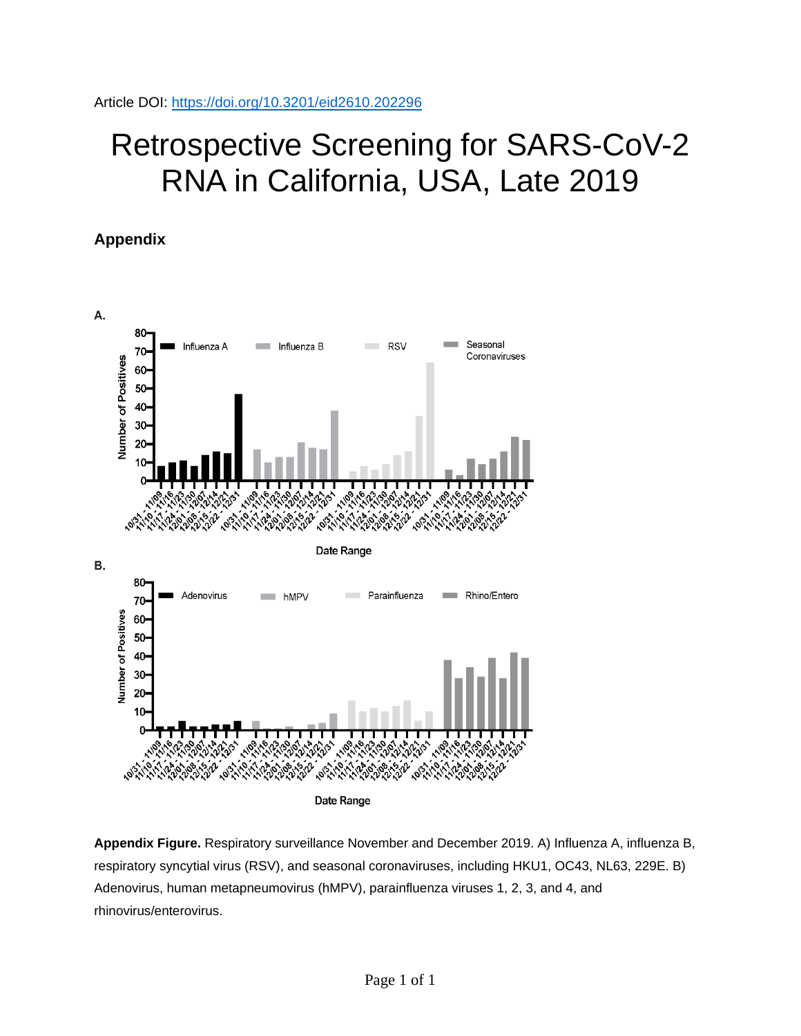Article DOI: https://doi.org/10.3201/eid2610.202296

# Retrospective Screening for SARS-CoV-2 RNA in California, USA, Late 2019

## Appendix

A.

Number of Positives

80
70
60
50
40
30
20
10
0

Influenza A
Influenza B
RSV
Seasonal Coronaviruses

10/31 - 11/09
11/10 - 11/16
11/17 - 11/23
11/24 - 11/30
12/01 - 12/07
12/08 - 12/14
12/15 - 12/21
12/22 - 12/31

Date Range

B.

Number of Positives

80
70
60
50
40
30
20
10
0

Adenovirus
hMPV
Parainfluenza
Rhino/Entero

10/31 - 11/09
11/10 - 11/16
11/17 - 11/23
11/24 - 11/30
12/01 - 12/07
12/08 - 12/14
12/15 - 12/21
12/22 - 12/31

Date Range

**Appendix Figure.** Respiratory surveillance November and December 2019. A) Influenza A, influenza B, respiratory syncytial virus (RSV), and seasonal coronaviruses, including HKU1, OC43, NL63, 229E. B) Adenovirus, human metapneumovirus (hMPV), parainfluenza viruses 1, 2, 3, and 4, and rhinovirus/enterovirus.